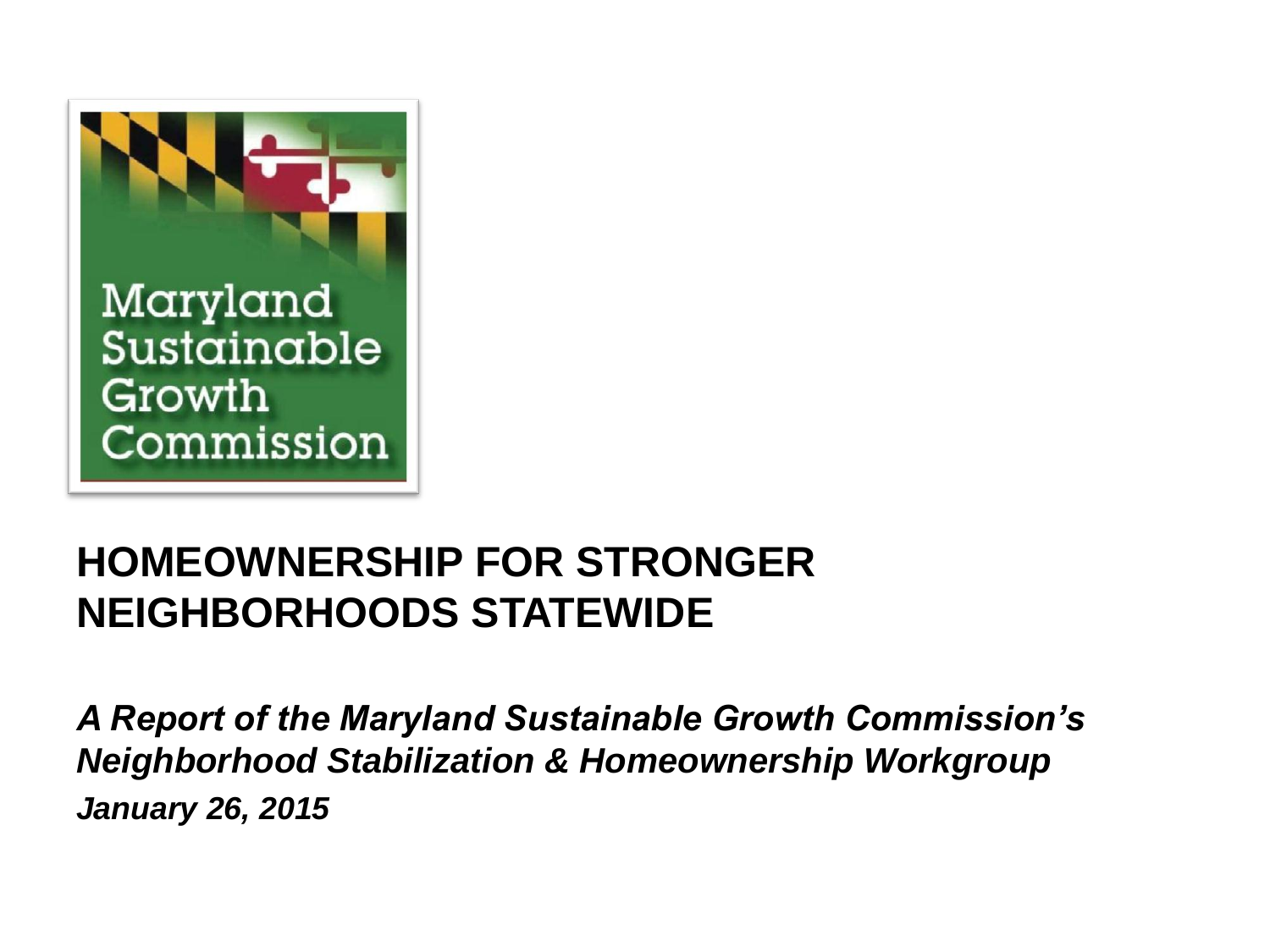Maryland Sustainable Growth Commission

# HOMEOWNERSHIP FOR STRONGER NEIGHBORHOODS STATEWIDE

***A Report of the Maryland Sustainable Growth Commission's Neighborhood Stabilization & Homeownership Workgroup***

***January 26, 2015***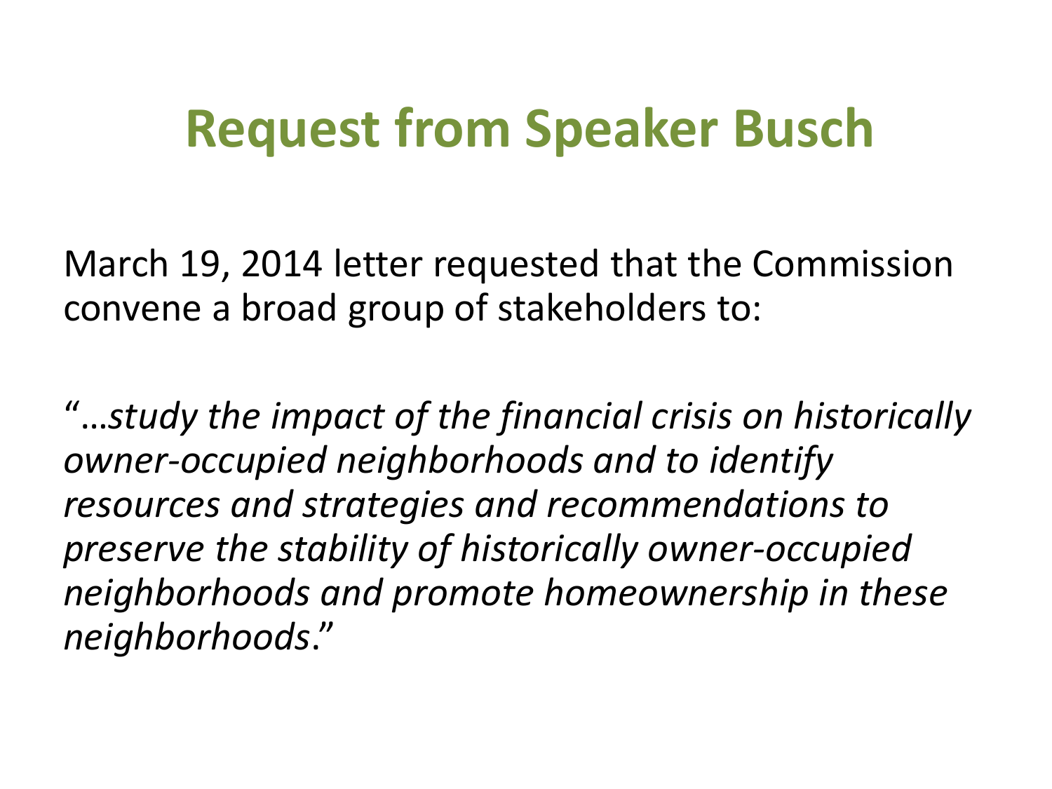# Request from Speaker Busch

March 19, 2014 letter requested that the Commission convene a broad group of stakeholders to:

"*…study the impact of the financial crisis on historically owner-occupied neighborhoods and to identify resources and strategies and recommendations to preserve the stability of historically owner-occupied neighborhoods and promote homeownership in these neighborhoods*."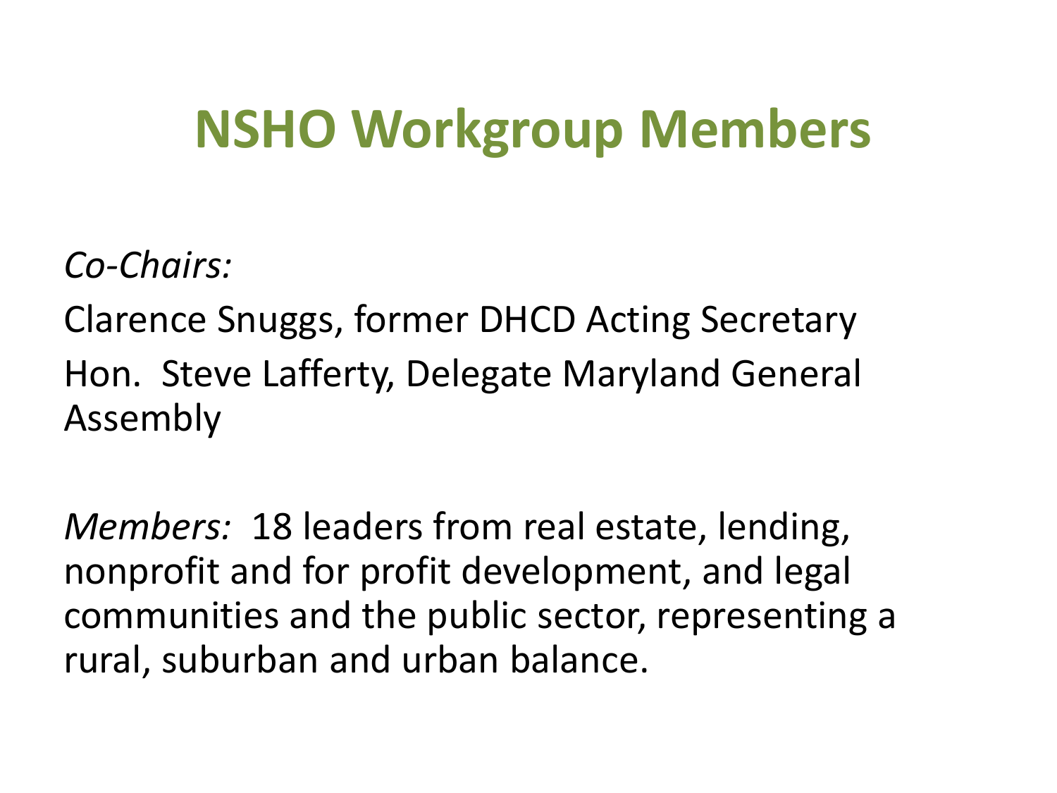# NSHO Workgroup Members

*Co-Chairs:*

Clarence Snuggs, former DHCD Acting Secretary

Hon. Steve Lafferty, Delegate Maryland General Assembly

*Members:* 18 leaders from real estate, lending, nonprofit and for profit development, and legal communities and the public sector, representing a rural, suburban and urban balance.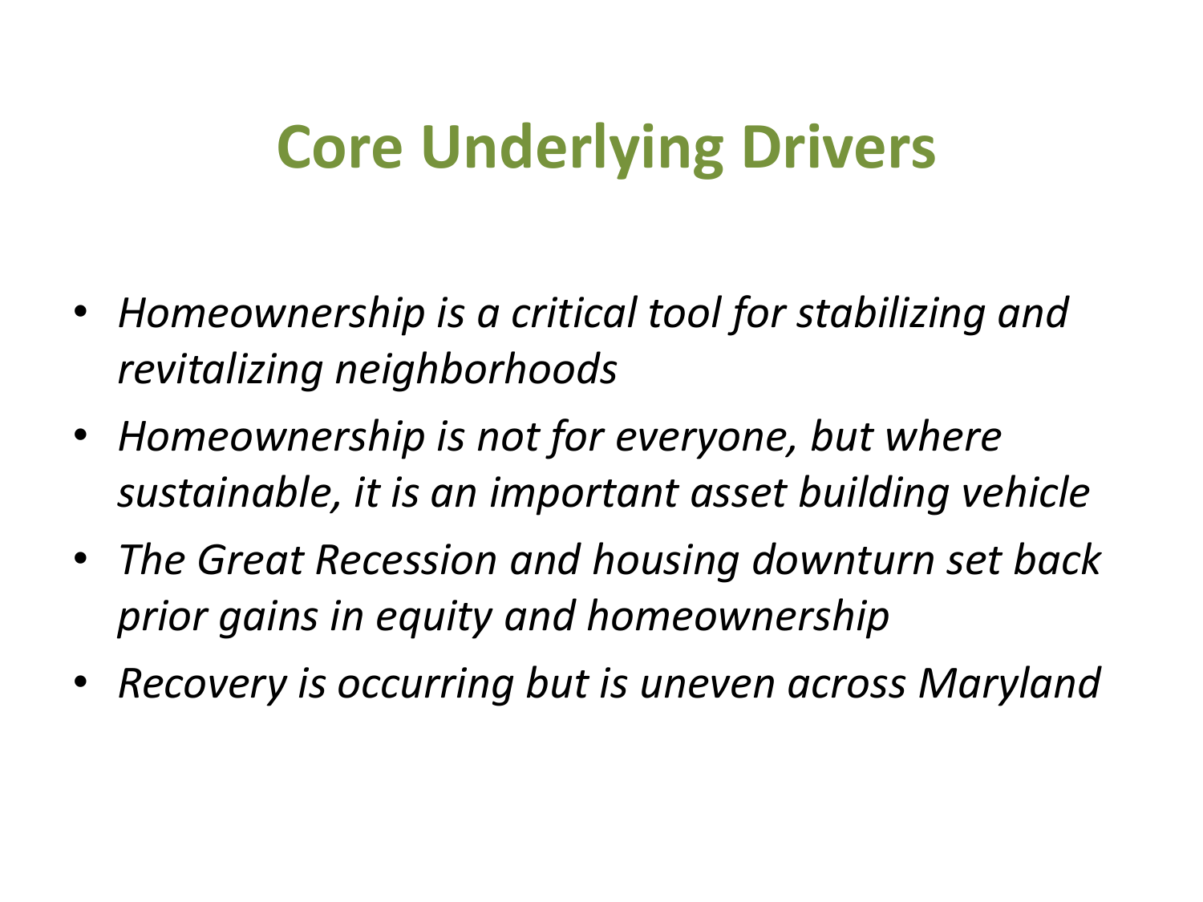# Core Underlying Drivers

- *Homeownership is a critical tool for stabilizing and revitalizing neighborhoods*
- *Homeownership is not for everyone, but where sustainable, it is an important asset building vehicle*
- *The Great Recession and housing downturn set back prior gains in equity and homeownership*
- *Recovery is occurring but is uneven across Maryland*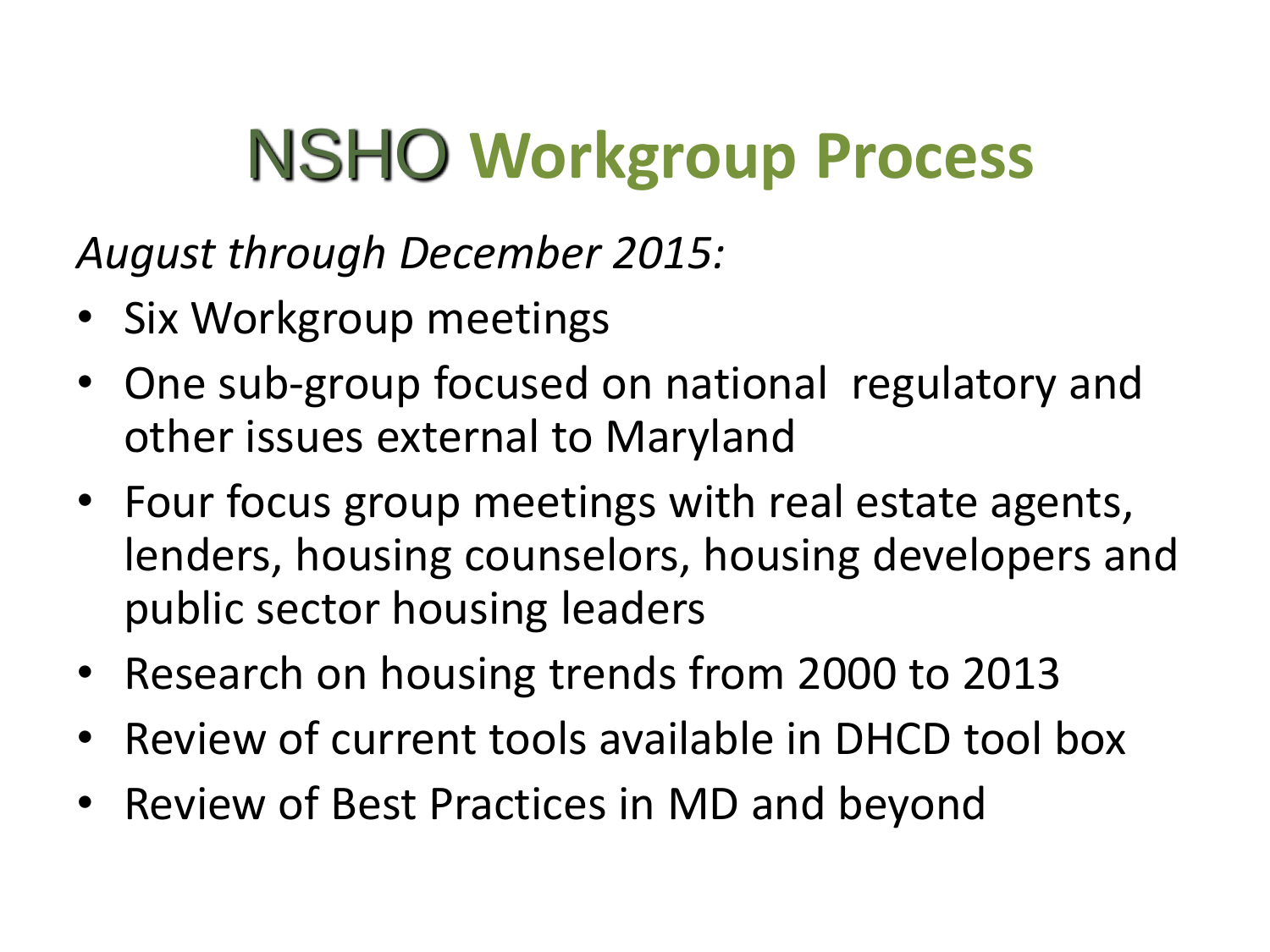# NSHO Workgroup Process

*August through December 2015:*

- Six Workgroup meetings
- One sub-group focused on national regulatory and other issues external to Maryland
- Four focus group meetings with real estate agents, lenders, housing counselors, housing developers and public sector housing leaders
- Research on housing trends from 2000 to 2013
- Review of current tools available in DHCD tool box
- Review of Best Practices in MD and beyond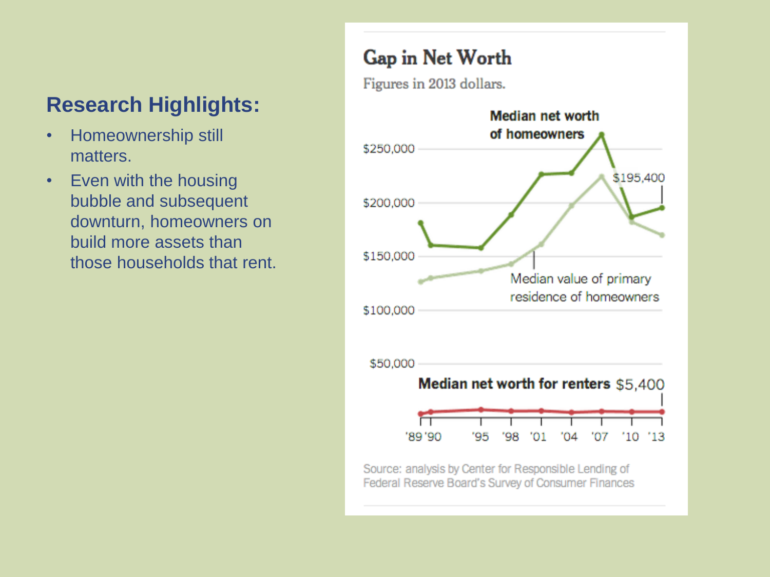## Research Highlights:

- Homeownership still matters.
- Even with the housing bubble and subsequent downturn, homeowners on build more assets than those households that rent.

### Gap in Net Worth

Figures in 2013 dollars.

Median net worth of homeowners

$195,400

Median value of primary residence of homeowners

Median net worth for renters $5,400

'89 '90 '95 '98 '01 '04 '07 '10 '13

$250,000 $200,000 $150,000 $100,000 $50,000

Source: analysis by Center for Responsible Lending of Federal Reserve Board's Survey of Consumer Finances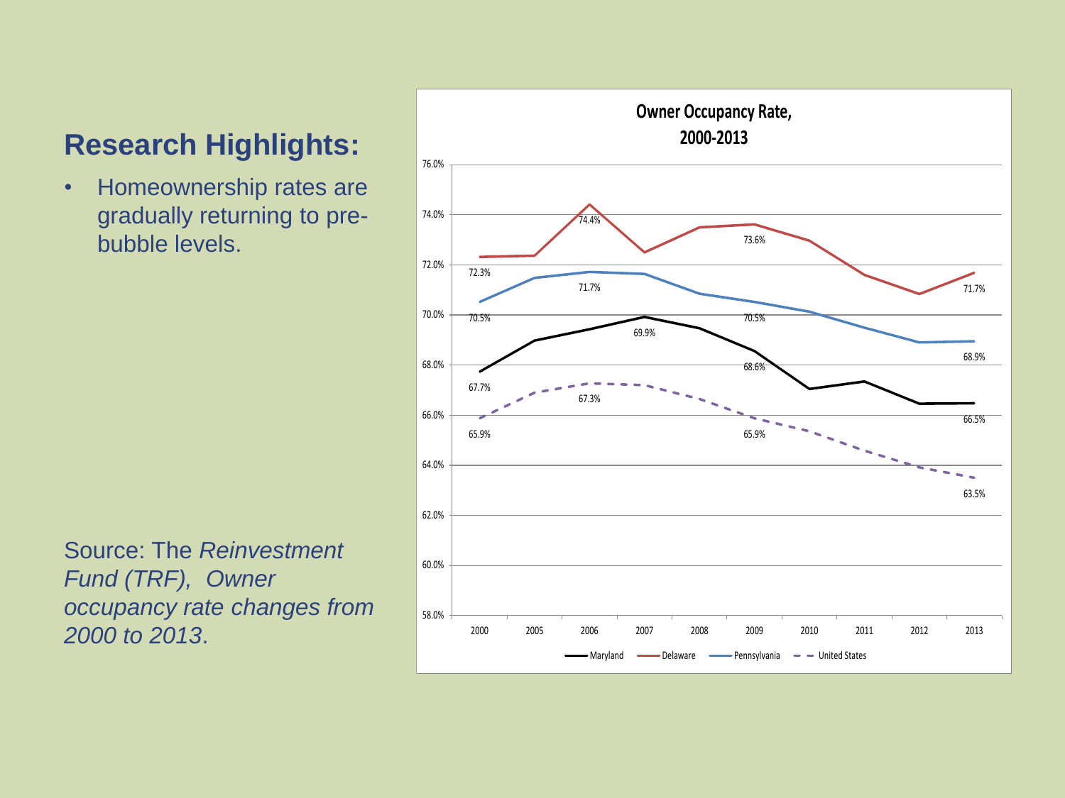## Research Highlights:

- Homeownership rates are gradually returning to pre-bubble levels.

**Owner Occupancy Rate, 2000-2013**

| Year | Maryland | Delaware | Pennsylvania | United States |
|---|---|---|---|---|
| 2000 | 67.7% | 72.3% | 70.5% | 65.9% |
| 2006 | | 74.4% | 71.7% | 67.3% |
| 2007 | 69.9% | | | |
| 2009 | 68.6% | 73.6% | 70.5% | 65.9% |
| 2013 | 66.5% | 71.7% | 68.9% | 63.5% |

Source: The *Reinvestment Fund (TRF), Owner occupancy rate changes from 2000 to 2013*.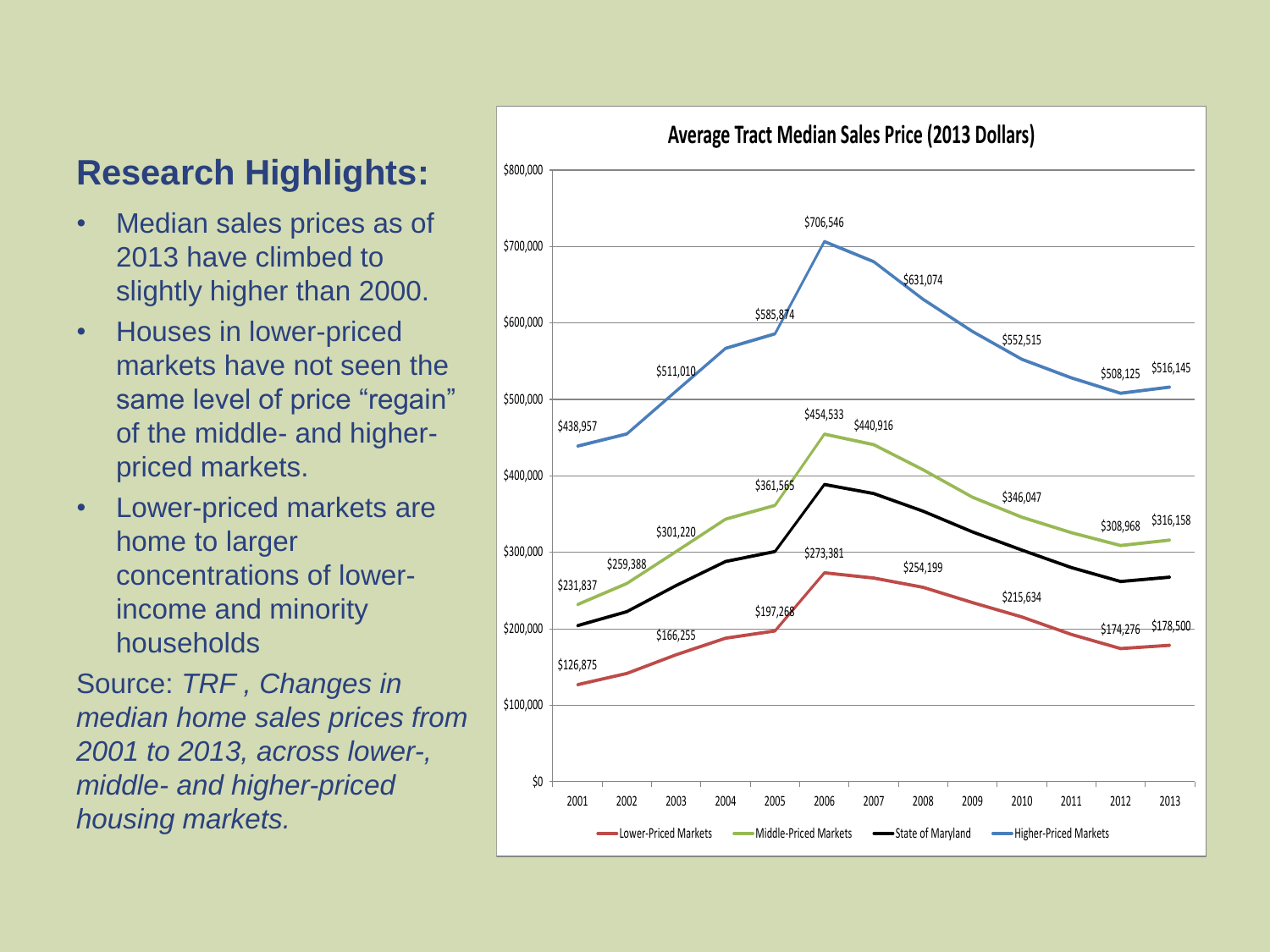## Research Highlights:

- Median sales prices as of 2013 have climbed to slightly higher than 2000.
- Houses in lower-priced markets have not seen the same level of price "regain" of the middle- and higher-priced markets.
- Lower-priced markets are home to larger concentrations of lower-income and minority households

Source: *TRF , Changes in median home sales prices from 2001 to 2013, across lower-, middle- and higher-priced housing markets.*

**Average Tract Median Sales Price (2013 Dollars)**

| Year | Lower-Priced Markets | Middle-Priced Markets | Higher-Priced Markets |
| --- | --- | --- | --- |
| 2001 | $126,875 | $231,837 | $438,957 |
| 2002 | | $259,388 | |
| 2003 | $166,255 | $301,220 | $511,010 |
| 2005 | $197,268 | $361,565 | $585,874 |
| 2006 | $273,381 | $454,533 | $706,546 |
| 2007 | | $440,916 | |
| 2008 | $254,199 | | $631,074 |
| 2010 | $215,634 | $346,047 | $552,515 |
| 2012 | $174,276 | $308,968 | $508,125 |
| 2013 | $178,500 | $316,158 | $516,145 |

Legend: Lower-Priced Markets, Middle-Priced Markets, State of Maryland, Higher-Priced Markets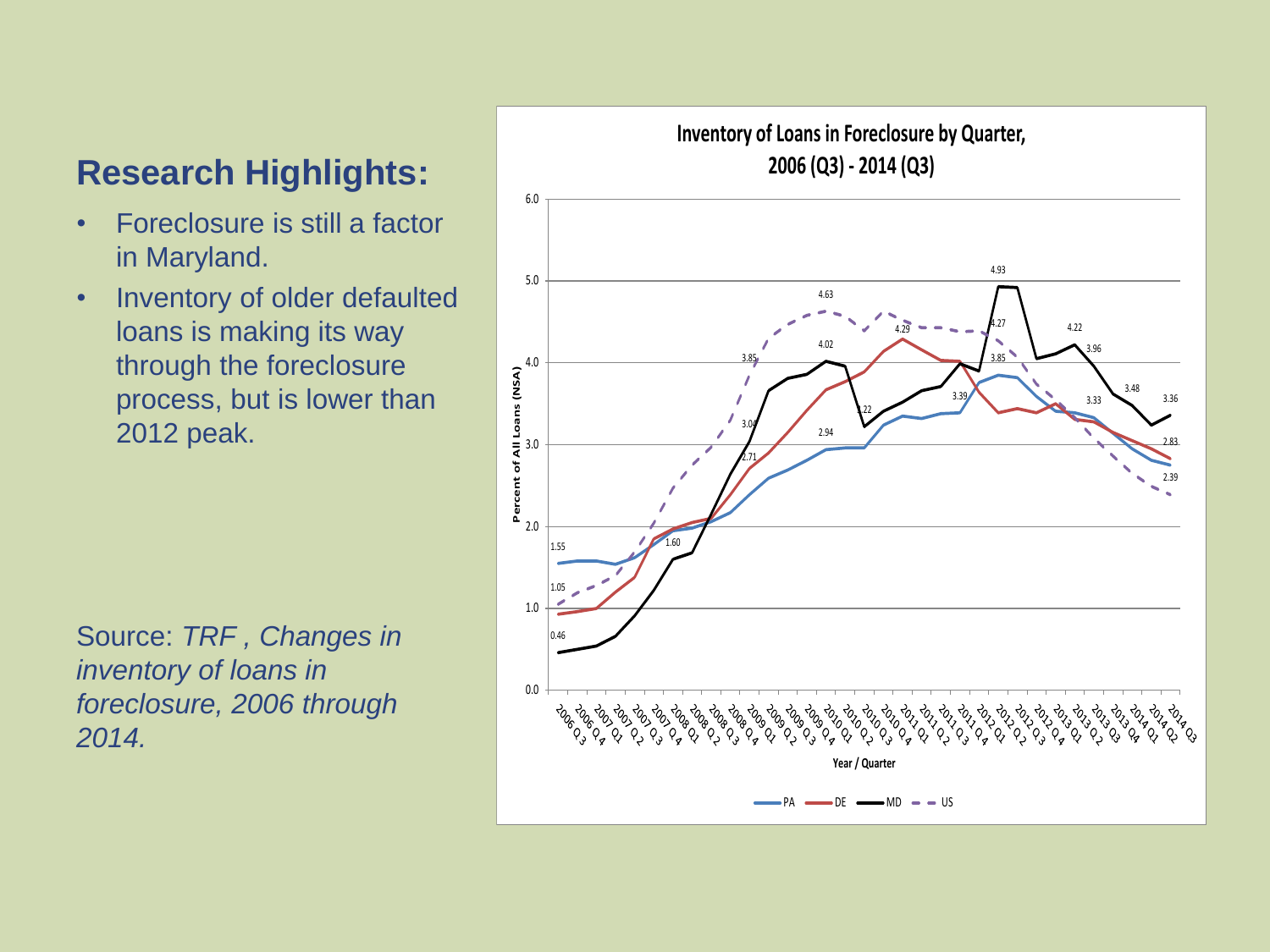## Research Highlights:

- Foreclosure is still a factor in Maryland.
- Inventory of older defaulted loans is making its way through the foreclosure process, but is lower than 2012 peak.

Source: *TRF , Changes in inventory of loans in foreclosure, 2006 through 2014.*

**Inventory of Loans in Foreclosure by Quarter, 2006 (Q3) - 2014 (Q3)**

Percent of All Loans (NSA)

Year / Quarter

PA, DE, MD, US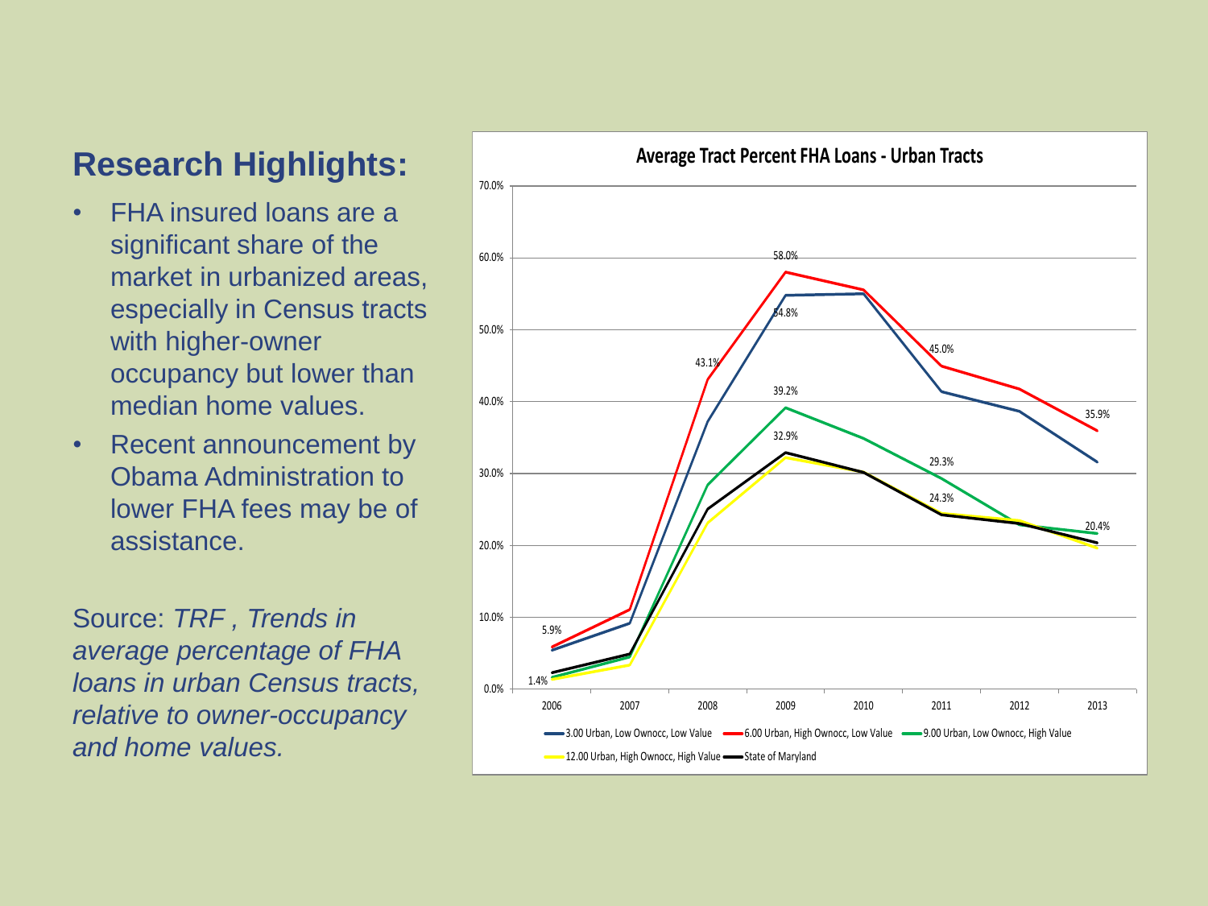## Research Highlights:

- FHA insured loans are a significant share of the market in urbanized areas, especially in Census tracts with higher-owner occupancy but lower than median home values.
- Recent announcement by Obama Administration to lower FHA fees may be of assistance.

Source: *TRF , Trends in average percentage of FHA loans in urban Census tracts, relative to owner-occupancy and home values.*

**Average Tract Percent FHA Loans - Urban Tracts**

| Series | 2006 | 2008 | 2009 | 2011 | 2013 |
|---|---|---|---|---|---|
| 6.00 Urban, High Ownocc, Low Value | 5.9% | 43.1% | 58.0% | 45.0% | 35.9% |
| 3.00 Urban, Low Ownocc, Low Value | | | 54.8% | | |
| 9.00 Urban, Low Ownocc, High Value | | | 39.2% | 29.3% | |
| State of Maryland | | | 32.9% | 24.3% | 20.4% |
| 12.00 Urban, High Ownocc, High Value | 1.4% | | | | |

Legend: 3.00 Urban, Low Ownocc, Low Value; 6.00 Urban, High Ownocc, Low Value; 9.00 Urban, Low Ownocc, High Value; 12.00 Urban, High Ownocc, High Value; State of Maryland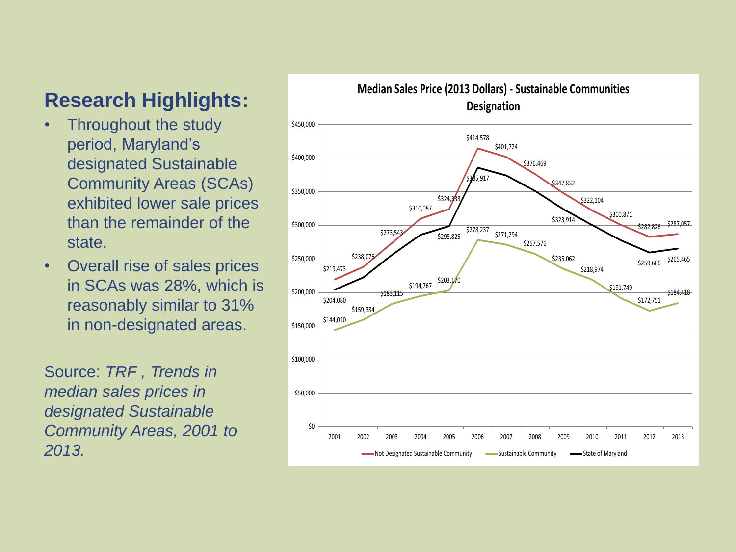## Research Highlights:

- Throughout the study period, Maryland's designated Sustainable Community Areas (SCAs) exhibited lower sale prices than the remainder of the state.
- Overall rise of sales prices in SCAs was 28%, which is reasonably similar to 31% in non-designated areas.

Source: *TRF , Trends in median sales prices in designated Sustainable Community Areas, 2001 to 2013.*

**Median Sales Price (2013 Dollars) - Sustainable Communities Designation**

| Year | Not Designated Sustainable Community | Sustainable Community | State of Maryland |
|---|---|---|---|
| 2001 | $219,473 | $144,010 | $204,080 |
| 2002 | $238,076 | $159,384 | |
| 2003 | $273,543 | $183,115 | |
| 2004 | $310,087 | $194,767 | |
| 2005 | $324,333 | $203,170 | $298,825 |
| 2006 | $414,578 | $278,237 | $385,917 |
| 2007 | $401,724 | $271,294 | |
| 2008 | $376,469 | $257,576 | |
| 2009 | $347,832 | $235,062 | $323,914 |
| 2010 | $322,104 | $218,974 | |
| 2011 | $300,871 | $191,749 | |
| 2012 | $282,826 | $172,751 | $259,606 |
| 2013 | $287,057 | $184,418 | $265,465 |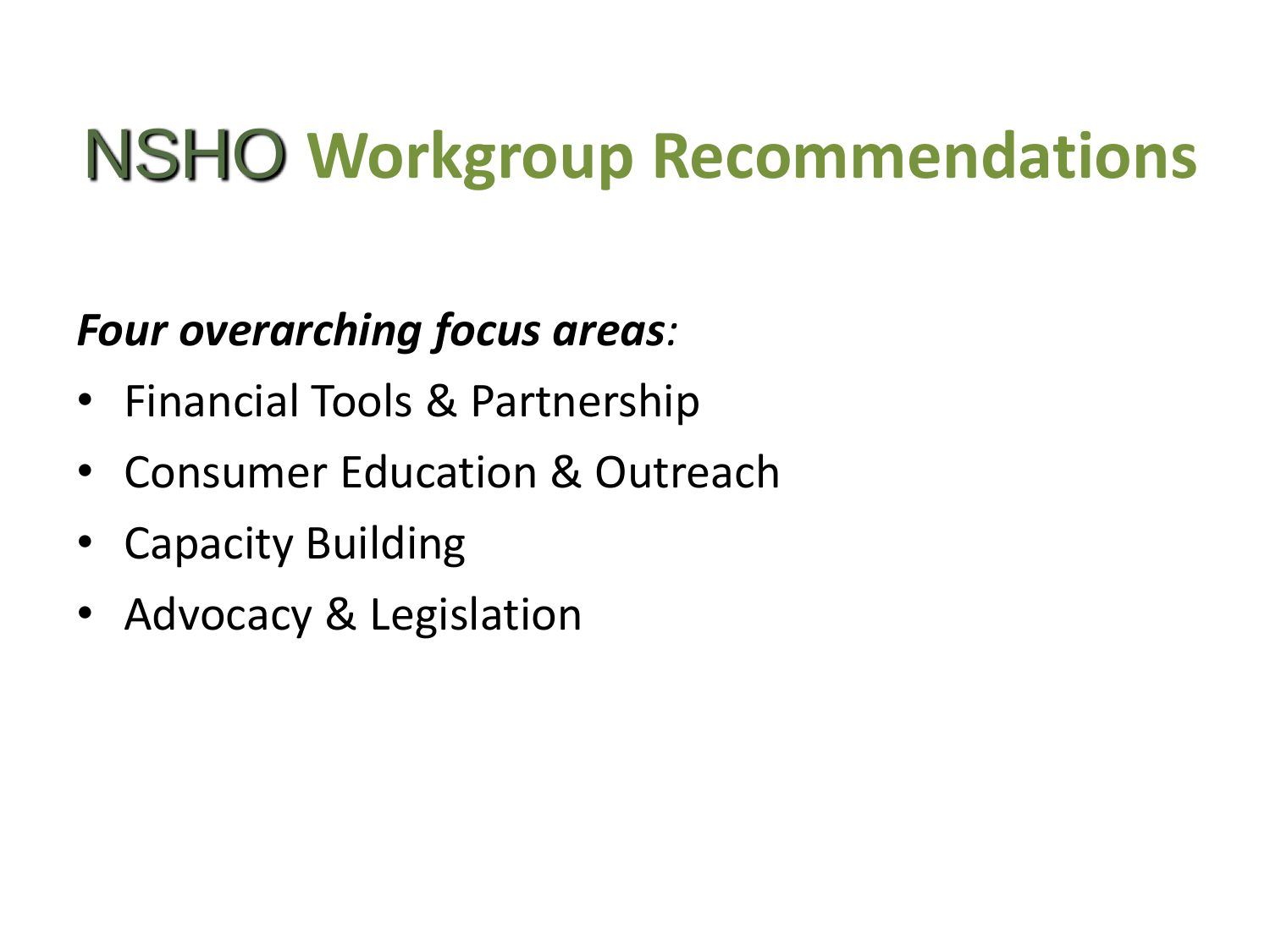# NSHO Workgroup Recommendations

***Four overarching focus areas:***

- Financial Tools & Partnership
- Consumer Education & Outreach
- Capacity Building
- Advocacy & Legislation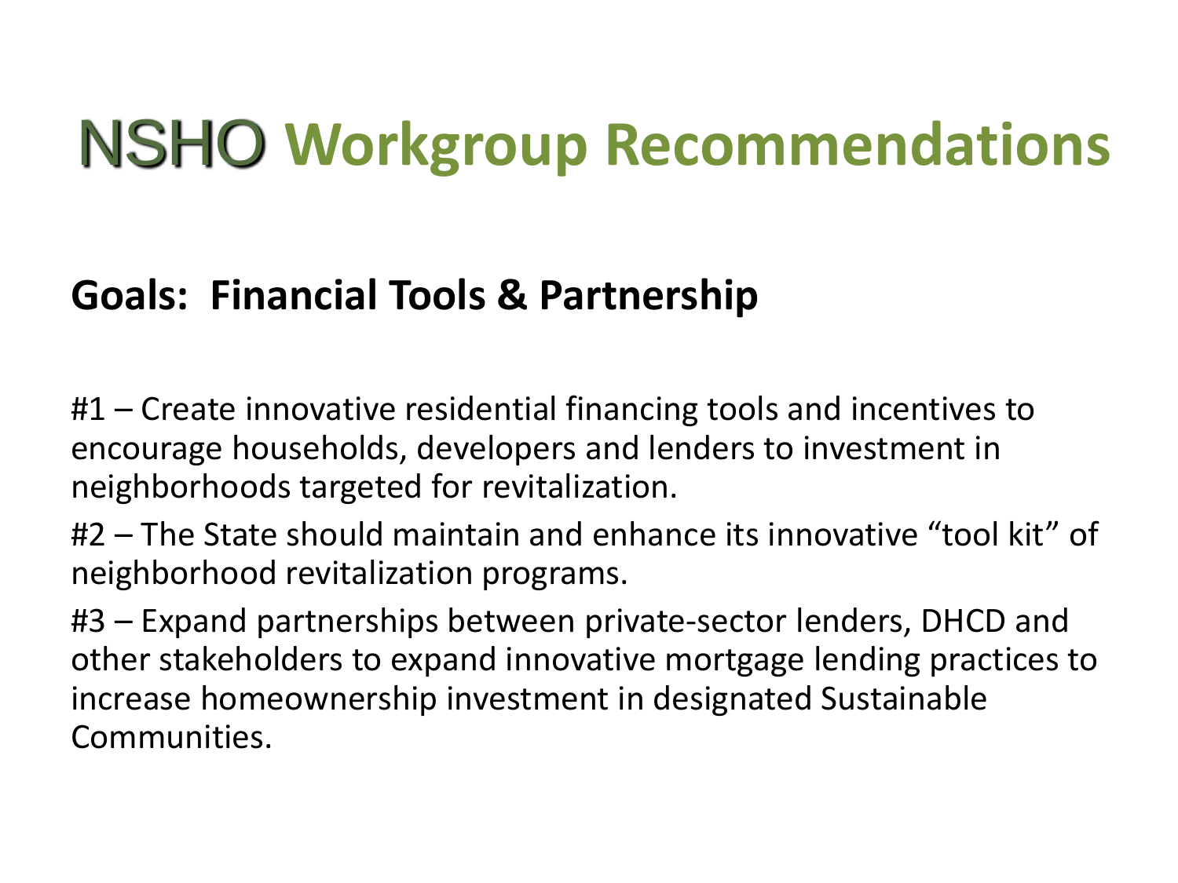# NSHO Workgroup Recommendations

**Goals: Financial Tools & Partnership**

#1 – Create innovative residential financing tools and incentives to encourage households, developers and lenders to investment in neighborhoods targeted for revitalization.

#2 – The State should maintain and enhance its innovative "tool kit" of neighborhood revitalization programs.

#3 – Expand partnerships between private-sector lenders, DHCD and other stakeholders to expand innovative mortgage lending practices to increase homeownership investment in designated Sustainable Communities.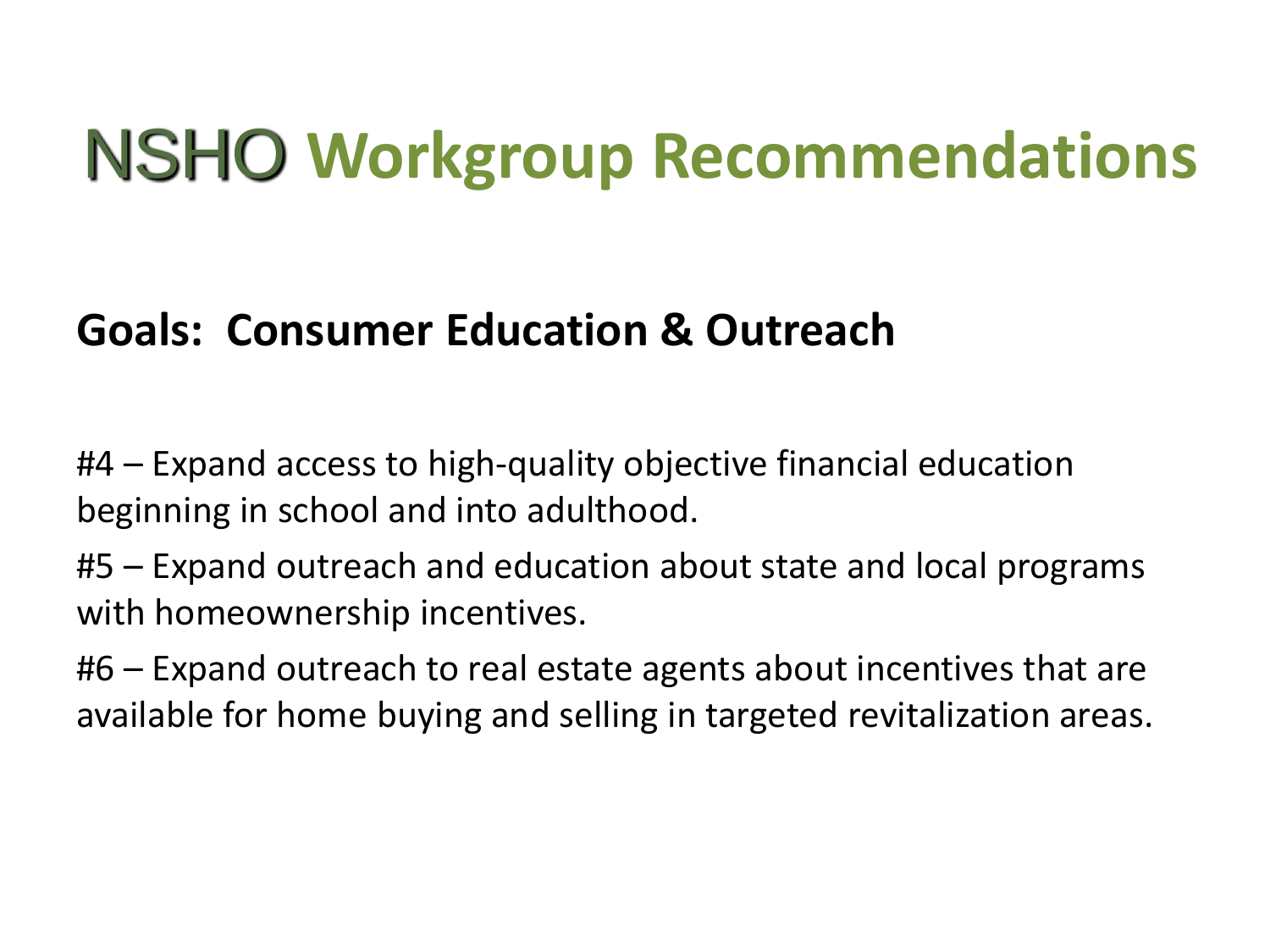# NSHO Workgroup Recommendations

**Goals: Consumer Education & Outreach**

#4 – Expand access to high-quality objective financial education beginning in school and into adulthood.

#5 – Expand outreach and education about state and local programs with homeownership incentives.

#6 – Expand outreach to real estate agents about incentives that are available for home buying and selling in targeted revitalization areas.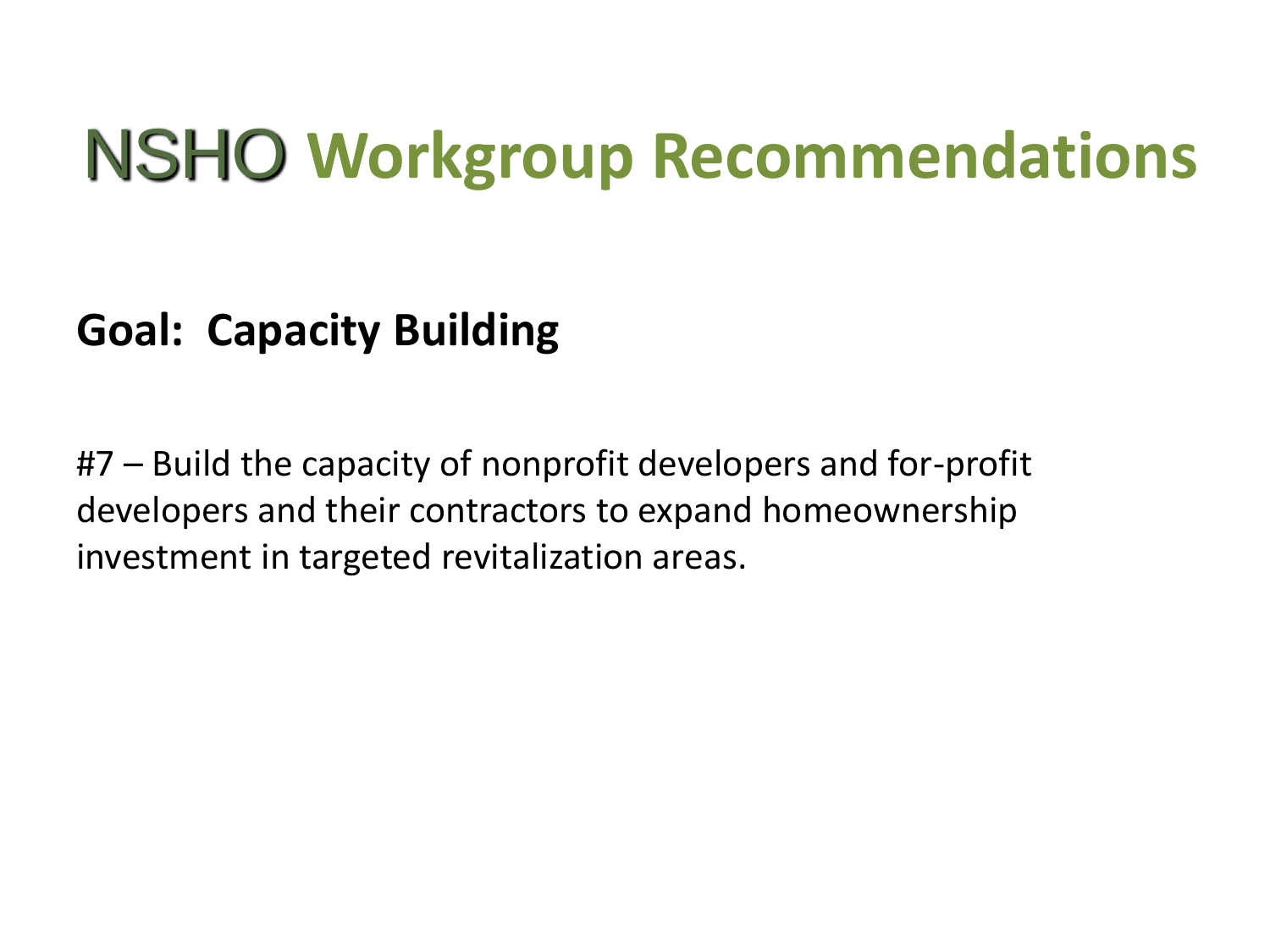# NSHO Workgroup Recommendations

**Goal: Capacity Building**

#7 – Build the capacity of nonprofit developers and for-profit developers and their contractors to expand homeownership investment in targeted revitalization areas.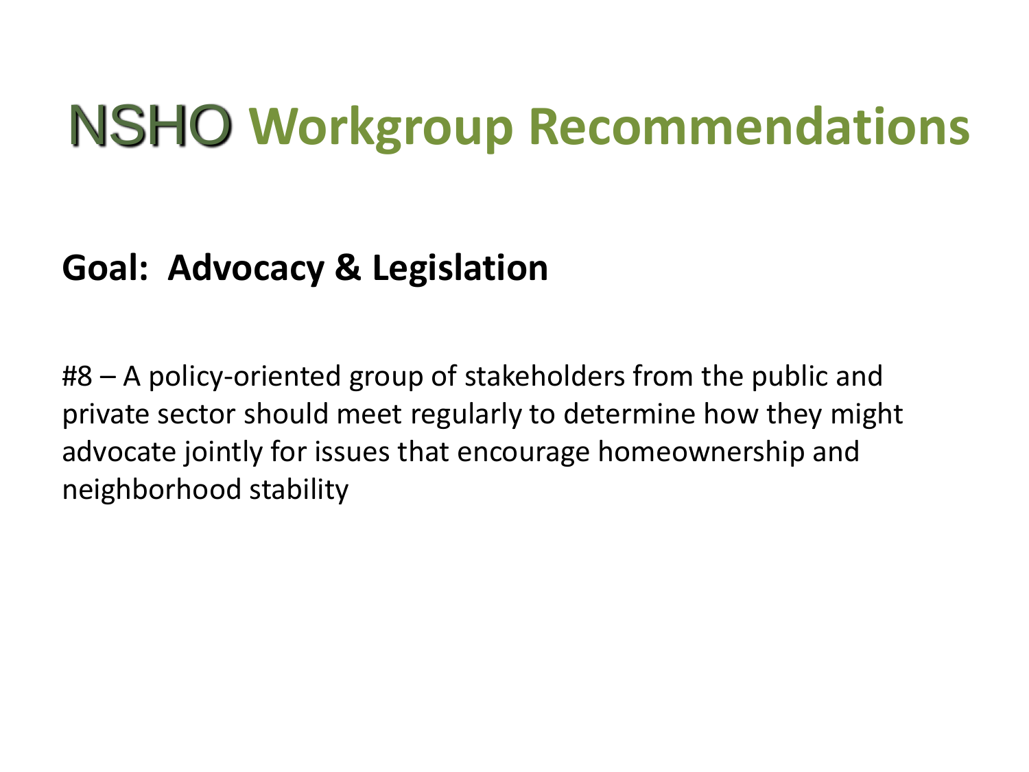# NSHO Workgroup Recommendations

**Goal: Advocacy & Legislation**

#8 – A policy-oriented group of stakeholders from the public and private sector should meet regularly to determine how they might advocate jointly for issues that encourage homeownership and neighborhood stability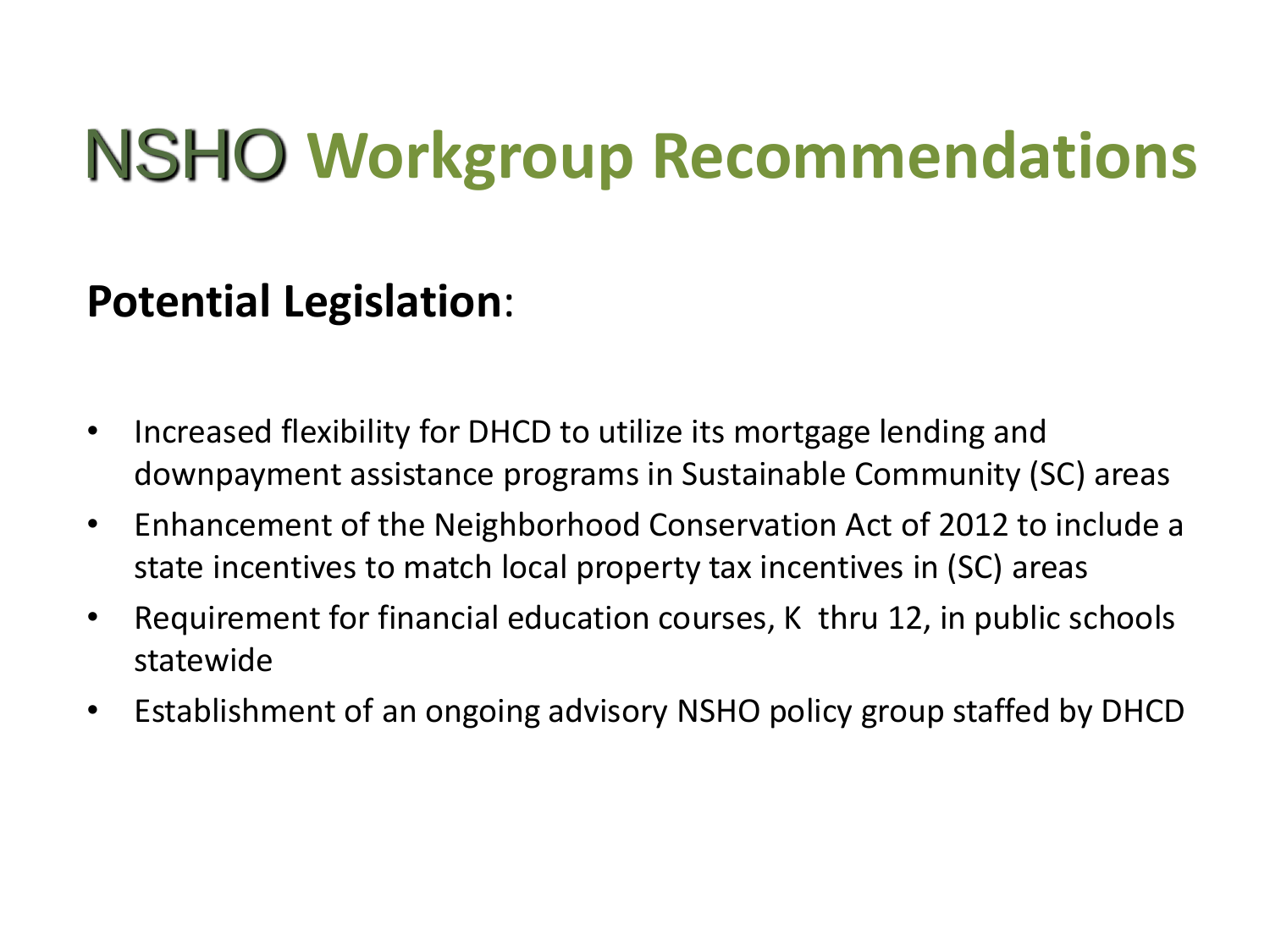# NSHO Workgroup Recommendations

**Potential Legislation**:

- Increased flexibility for DHCD to utilize its mortgage lending and downpayment assistance programs in Sustainable Community (SC) areas
- Enhancement of the Neighborhood Conservation Act of 2012 to include a state incentives to match local property tax incentives in (SC) areas
- Requirement for financial education courses, K  thru 12, in public schools statewide
- Establishment of an ongoing advisory NSHO policy group staffed by DHCD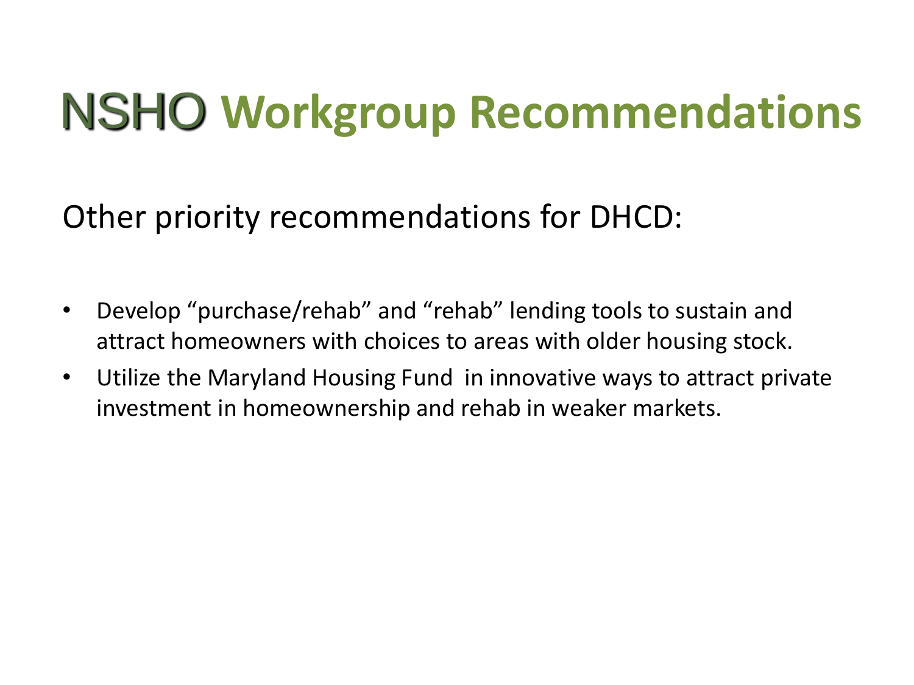# NSHO Workgroup Recommendations

Other priority recommendations for DHCD:

- Develop “purchase/rehab” and “rehab” lending tools to sustain and attract homeowners with choices to areas with older housing stock.
- Utilize the Maryland Housing Fund in innovative ways to attract private investment in homeownership and rehab in weaker markets.